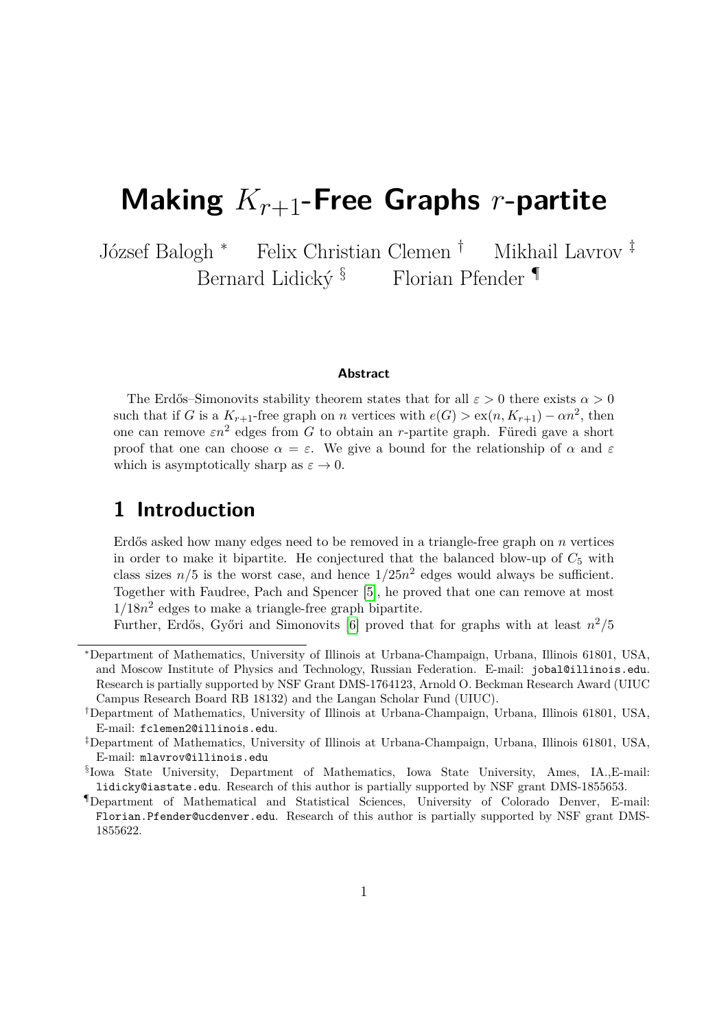# Making $K_{r+1}$-Free Graphs $r$-partite

József Balogh [*] Felix Christian Clemen [†] Mikhail Lavrov [‡]
Bernard Lidický [§] Florian Pfender [¶]

### Abstract

The Erdős–Simonovits stability theorem states that for all $\varepsilon > 0$ there exists $\alpha > 0$ such that if $G$ is a $K_{r+1}$-free graph on $n$ vertices with $e(G) > \mathrm{ex}(n, K_{r+1}) - \alpha n^2$, then one can remove $\varepsilon n^2$ edges from $G$ to obtain an $r$-partite graph. Füredi gave a short proof that one can choose $\alpha = \varepsilon$. We give a bound for the relationship of $\alpha$ and $\varepsilon$ which is asymptotically sharp as $\varepsilon \to 0$.

## 1 Introduction

Erdős asked how many edges need to be removed in a triangle-free graph on $n$ vertices in order to make it bipartite. He conjectured that the balanced blow-up of $C_5$ with class sizes $n/5$ is the worst case, and hence $1/25n^2$ edges would always be sufficient. Together with Faudree, Pach and Spencer [5], he proved that one can remove at most $1/18n^2$ edges to make a triangle-free graph bipartite.

Further, Erdős, Győri and Simonovits [6] proved that for graphs with at least $n^2/5$

---

[*] Department of Mathematics, University of Illinois at Urbana-Champaign, Urbana, Illinois 61801, USA, and Moscow Institute of Physics and Technology, Russian Federation. E-mail: `jobal@illinois.edu`. Research is partially supported by NSF Grant DMS-1764123, Arnold O. Beckman Research Award (UIUC Campus Research Board RB 18132) and the Langan Scholar Fund (UIUC).

[†] Department of Mathematics, University of Illinois at Urbana-Champaign, Urbana, Illinois 61801, USA, E-mail: `fclemen2@illinois.edu`.

[‡] Department of Mathematics, University of Illinois at Urbana-Champaign, Urbana, Illinois 61801, USA, E-mail: `mlavrov@illinois.edu`

[§] Iowa State University, Department of Mathematics, Iowa State University, Ames, IA.,E-mail: `lidicky@iastate.edu`. Research of this author is partially supported by NSF grant DMS-1855653.

[¶] Department of Mathematical and Statistical Sciences, University of Colorado Denver, E-mail: `Florian.Pfender@ucdenver.edu`. Research of this author is partially supported by NSF grant DMS-1855622.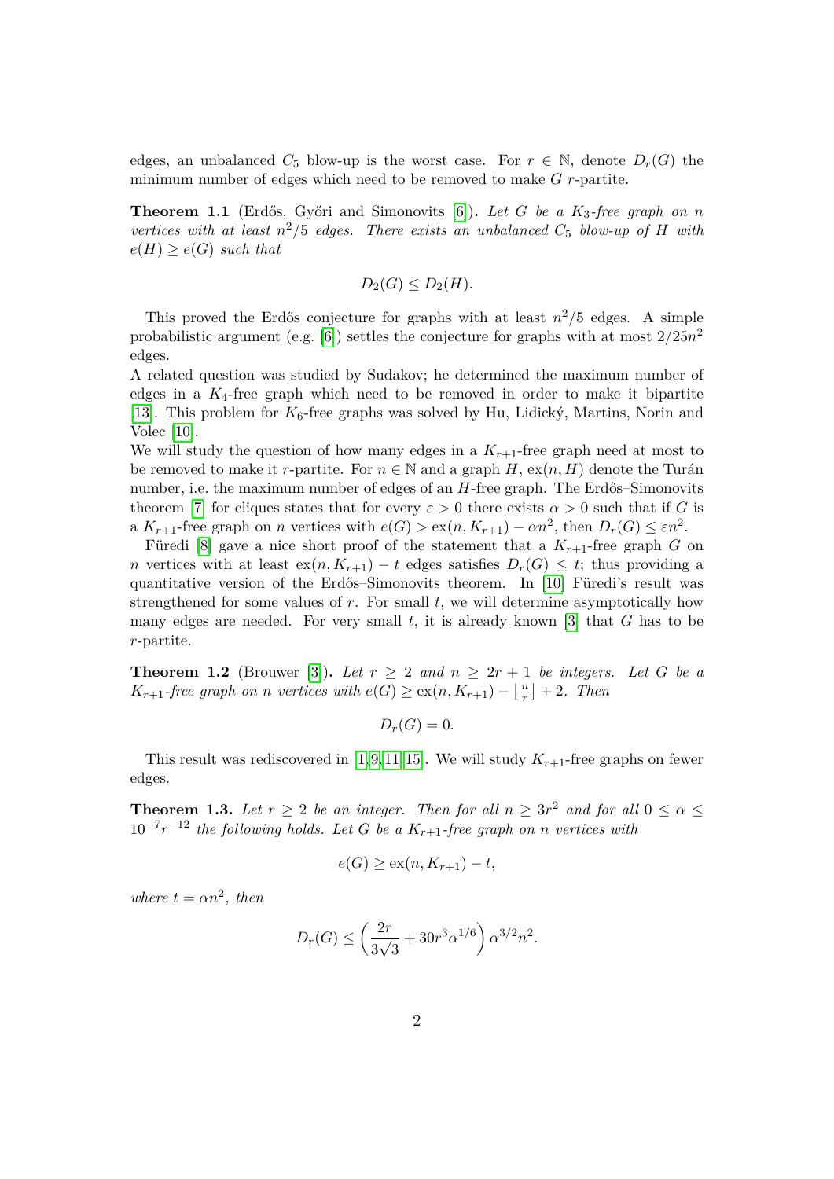edges, an unbalanced $C_5$ blow-up is the worst case. For $r \in \mathbb{N}$, denote $D_r(G)$ the minimum number of edges which need to be removed to make $G$ $r$-partite.

**Theorem 1.1** (Erdős, Győri and Simonovits [6]). *Let $G$ be a $K_3$-free graph on $n$ vertices with at least $n^2/5$ edges. There exists an unbalanced $C_5$ blow-up of $H$ with $e(H) \geq e(G)$ such that*

$$D_2(G) \leq D_2(H).$$

This proved the Erdős conjecture for graphs with at least $n^2/5$ edges. A simple probabilistic argument (e.g. [6]) settles the conjecture for graphs with at most $2/25n^2$ edges.

A related question was studied by Sudakov; he determined the maximum number of edges in a $K_4$-free graph which need to be removed in order to make it bipartite [13]. This problem for $K_6$-free graphs was solved by Hu, Lidický, Martins, Norin and Volec [10].

We will study the question of how many edges in a $K_{r+1}$-free graph need at most to be removed to make it $r$-partite. For $n \in \mathbb{N}$ and a graph $H$, $\mathrm{ex}(n, H)$ denote the Turán number, i.e. the maximum number of edges of an $H$-free graph. The Erdős–Simonovits theorem [7] for cliques states that for every $\varepsilon > 0$ there exists $\alpha > 0$ such that if $G$ is a $K_{r+1}$-free graph on $n$ vertices with $e(G) > \mathrm{ex}(n, K_{r+1}) - \alpha n^2$, then $D_r(G) \leq \varepsilon n^2$.

Füredi [8] gave a nice short proof of the statement that a $K_{r+1}$-free graph $G$ on $n$ vertices with at least $\mathrm{ex}(n, K_{r+1}) - t$ edges satisfies $D_r(G) \leq t$; thus providing a quantitative version of the Erdős–Simonovits theorem. In [10] Füredi's result was strengthened for some values of $r$. For small $t$, we will determine asymptotically how many edges are needed. For very small $t$, it is already known [3] that $G$ has to be $r$-partite.

**Theorem 1.2** (Brouwer [3]). *Let $r \geq 2$ and $n \geq 2r+1$ be integers. Let $G$ be a $K_{r+1}$-free graph on $n$ vertices with $e(G) \geq \mathrm{ex}(n, K_{r+1}) - \lfloor \frac{n}{r} \rfloor + 2$. Then*

$$D_r(G) = 0.$$

This result was rediscovered in [1,9,11,15]. We will study $K_{r+1}$-free graphs on fewer edges.

**Theorem 1.3.** *Let $r \geq 2$ be an integer. Then for all $n \geq 3r^2$ and for all $0 \leq \alpha \leq 10^{-7} r^{-12}$ the following holds. Let $G$ be a $K_{r+1}$-free graph on $n$ vertices with*

$$e(G) \geq \mathrm{ex}(n, K_{r+1}) - t,$$

*where $t = \alpha n^2$, then*

$$D_r(G) \leq \left( \frac{2r}{3\sqrt{3}} + 30 r^3 \alpha^{1/6} \right) \alpha^{3/2} n^2.$$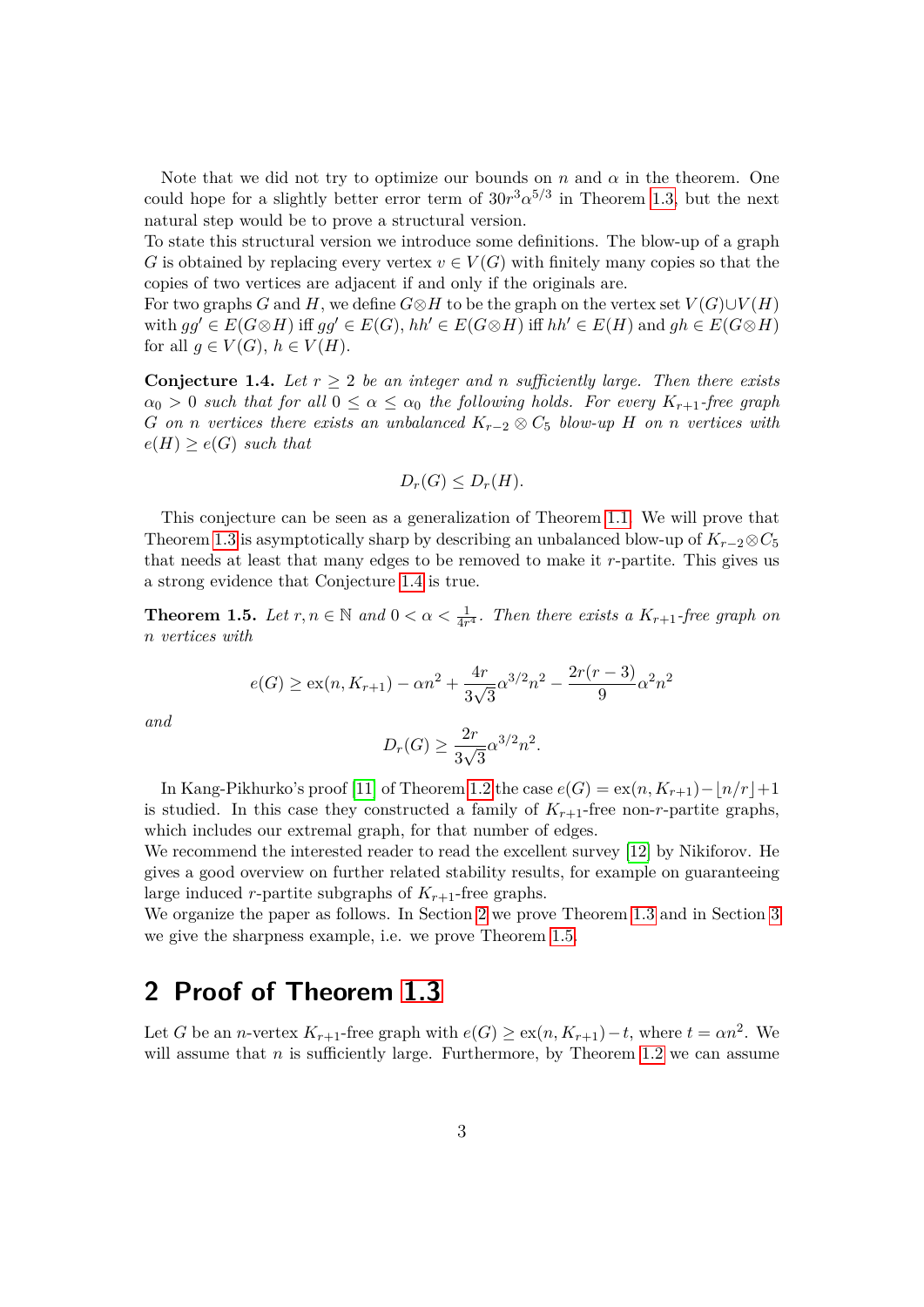Note that we did not try to optimize our bounds on $n$ and $\alpha$ in the theorem. One could hope for a slightly better error term of $30r^3\alpha^{5/3}$ in Theorem 1.3, but the next natural step would be to prove a structural version.

To state this structural version we introduce some definitions. The blow-up of a graph $G$ is obtained by replacing every vertex $v \in V(G)$ with finitely many copies so that the copies of two vertices are adjacent if and only if the originals are.

For two graphs $G$ and $H$, we define $G \otimes H$ to be the graph on the vertex set $V(G) \cup V(H)$ with $gg' \in E(G \otimes H)$ iff $gg' \in E(G)$, $hh' \in E(G \otimes H)$ iff $hh' \in E(H)$ and $gh \in E(G \otimes H)$ for all $g \in V(G)$, $h \in V(H)$.

**Conjecture 1.4.** *Let $r \geq 2$ be an integer and $n$ sufficiently large. Then there exists $\alpha_0 > 0$ such that for all $0 \leq \alpha \leq \alpha_0$ the following holds. For every $K_{r+1}$-free graph $G$ on $n$ vertices there exists an unbalanced $K_{r-2} \otimes C_5$ blow-up $H$ on $n$ vertices with $e(H) \geq e(G)$ such that*

$$D_r(G) \leq D_r(H).$$

This conjecture can be seen as a generalization of Theorem 1.1. We will prove that Theorem 1.3 is asymptotically sharp by describing an unbalanced blow-up of $K_{r-2} \otimes C_5$ that needs at least that many edges to be removed to make it $r$-partite. This gives us a strong evidence that Conjecture 1.4 is true.

**Theorem 1.5.** *Let $r, n \in \mathbb{N}$ and $0 < \alpha < \frac{1}{4r^4}$. Then there exists a $K_{r+1}$-free graph on $n$ vertices with*

$$e(G) \geq \mathrm{ex}(n, K_{r+1}) - \alpha n^2 + \frac{4r}{3\sqrt{3}}\alpha^{3/2}n^2 - \frac{2r(r-3)}{9}\alpha^2 n^2$$

*and*

$$D_r(G) \geq \frac{2r}{3\sqrt{3}}\alpha^{3/2}n^2.$$

In Kang-Pikhurko's proof [11] of Theorem 1.2 the case $e(G) = \mathrm{ex}(n, K_{r+1}) - \lfloor n/r \rfloor + 1$ is studied. In this case they constructed a family of $K_{r+1}$-free non-$r$-partite graphs, which includes our extremal graph, for that number of edges.

We recommend the interested reader to read the excellent survey [12] by Nikiforov. He gives a good overview on further related stability results, for example on guaranteeing large induced $r$-partite subgraphs of $K_{r+1}$-free graphs.

We organize the paper as follows. In Section 2 we prove Theorem 1.3 and in Section 3 we give the sharpness example, i.e. we prove Theorem 1.5.

## 2 Proof of Theorem 1.3

Let $G$ be an $n$-vertex $K_{r+1}$-free graph with $e(G) \geq \mathrm{ex}(n, K_{r+1}) - t$, where $t = \alpha n^2$. We will assume that $n$ is sufficiently large. Furthermore, by Theorem 1.2 we can assume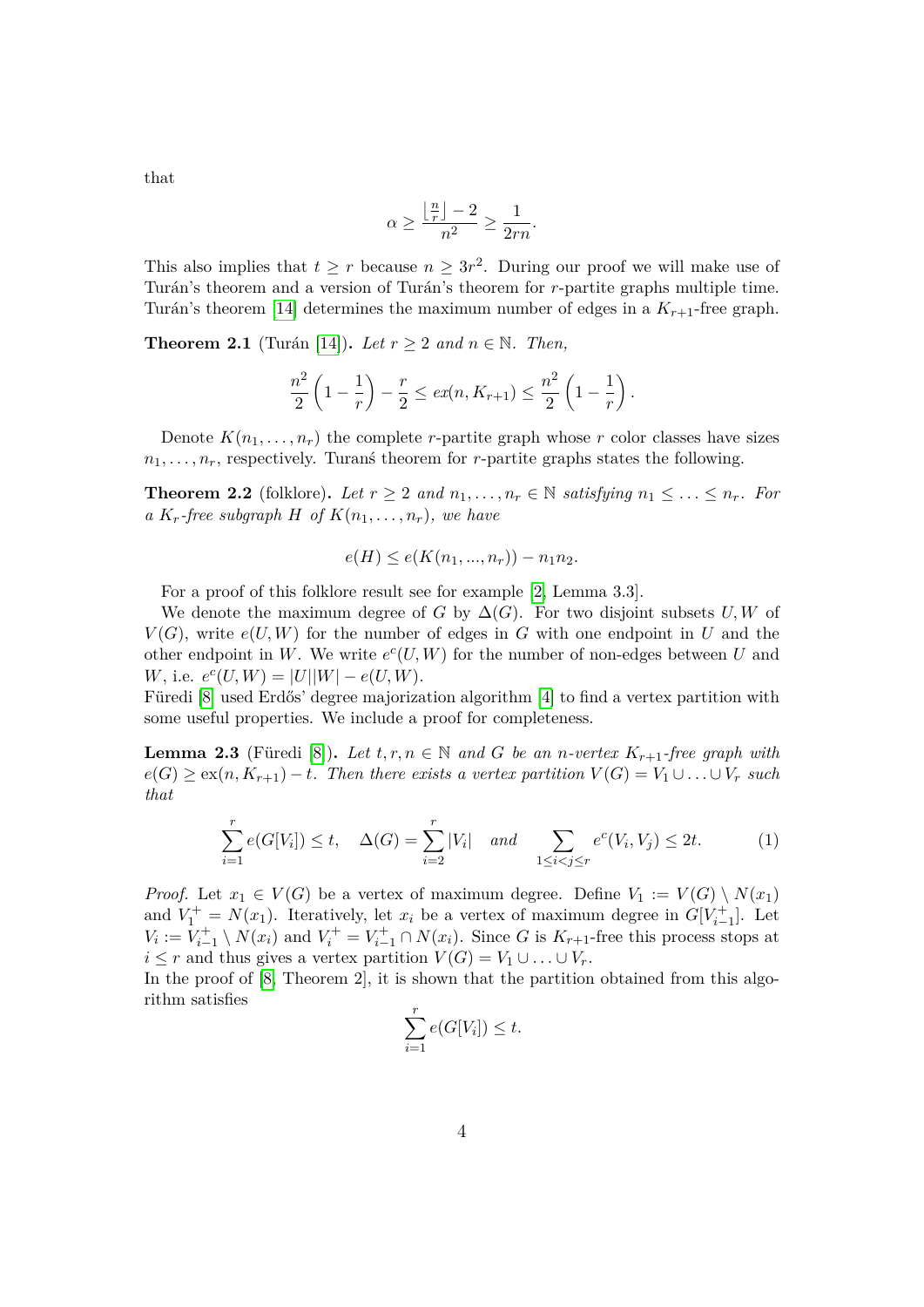that

$$\alpha \geq \frac{\lfloor \frac{n}{r} \rfloor - 2}{n^2} \geq \frac{1}{2rn}.$$

This also implies that $t \geq r$ because $n \geq 3r^2$. During our proof we will make use of Turán's theorem and a version of Turán's theorem for $r$-partite graphs multiple time. Turán's theorem [14] determines the maximum number of edges in a $K_{r+1}$-free graph.

**Theorem 2.1** (Turán [14])**.** *Let $r \geq 2$ and $n \in \mathbb{N}$. Then,*

$$\frac{n^2}{2}\left(1 - \frac{1}{r}\right) - \frac{r}{2} \leq ex(n, K_{r+1}) \leq \frac{n^2}{2}\left(1 - \frac{1}{r}\right).$$

Denote $K(n_1, \ldots, n_r)$ the complete $r$-partite graph whose $r$ color classes have sizes $n_1, \ldots, n_r$, respectively. Turanś theorem for $r$-partite graphs states the following.

**Theorem 2.2** (folklore)**.** *Let $r \geq 2$ and $n_1, \ldots, n_r \in \mathbb{N}$ satisfying $n_1 \leq \ldots \leq n_r$. For a $K_r$-free subgraph $H$ of $K(n_1, \ldots, n_r)$, we have*

$$e(H) \leq e(K(n_1, ..., n_r)) - n_1 n_2.$$

For a proof of this folklore result see for example [2, Lemma 3.3].

We denote the maximum degree of $G$ by $\Delta(G)$. For two disjoint subsets $U, W$ of $V(G)$, write $e(U, W)$ for the number of edges in $G$ with one endpoint in $U$ and the other endpoint in $W$. We write $e^c(U, W)$ for the number of non-edges between $U$ and $W$, i.e. $e^c(U, W) = |U||W| - e(U, W)$.
Füredi [8] used Erdős' degree majorization algorithm [4] to find a vertex partition with some useful properties. We include a proof for completeness.

**Lemma 2.3** (Füredi [8])**.** *Let $t, r, n \in \mathbb{N}$ and $G$ be an $n$-vertex $K_{r+1}$-free graph with $e(G) \geq \mathrm{ex}(n, K_{r+1}) - t$. Then there exists a vertex partition $V(G) = V_1 \cup \ldots \cup V_r$ such that*

$$\sum_{i=1}^{r} e(G[V_i]) \leq t, \quad \Delta(G) = \sum_{i=2}^{r} |V_i| \quad \text{and} \quad \sum_{1 \leq i < j \leq r} e^c(V_i, V_j) \leq 2t. \tag{1}$$

*Proof.* Let $x_1 \in V(G)$ be a vertex of maximum degree. Define $V_1 := V(G) \setminus N(x_1)$ and $V_1^+ = N(x_1)$. Iteratively, let $x_i$ be a vertex of maximum degree in $G[V_{i-1}^+]$. Let $V_i := V_{i-1}^+ \setminus N(x_i)$ and $V_i^+ = V_{i-1}^+ \cap N(x_i)$. Since $G$ is $K_{r+1}$-free this process stops at $i \leq r$ and thus gives a vertex partition $V(G) = V_1 \cup \ldots \cup V_r$.
In the proof of [8, Theorem 2], it is shown that the partition obtained from this algorithm satisfies

$$\sum_{i=1}^{r} e(G[V_i]) \leq t.$$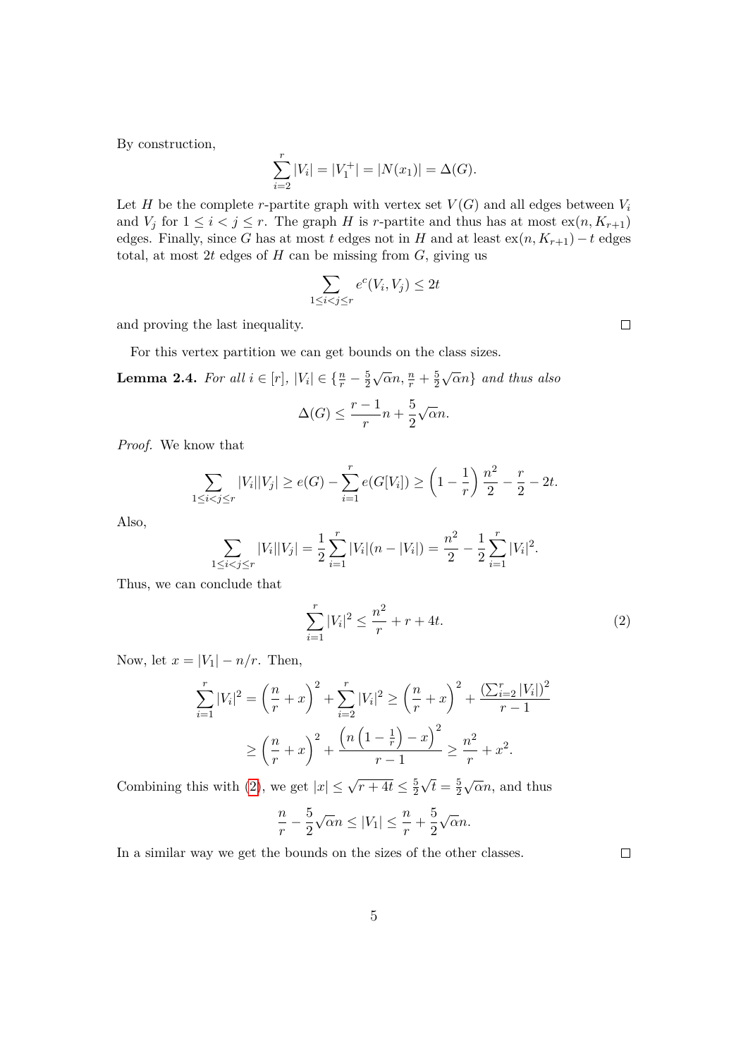By construction,

$$\sum_{i=2}^{r} |V_i| = |V_1^+| = |N(x_1)| = \Delta(G).$$

Let $H$ be the complete $r$-partite graph with vertex set $V(G)$ and all edges between $V_i$ and $V_j$ for $1 \le i < j \le r$. The graph $H$ is $r$-partite and thus has at most $\mathrm{ex}(n, K_{r+1})$ edges. Finally, since $G$ has at most $t$ edges not in $H$ and at least $\mathrm{ex}(n, K_{r+1}) - t$ edges total, at most $2t$ edges of $H$ can be missing from $G$, giving us

$$\sum_{1 \le i < j \le r} e^c(V_i, V_j) \le 2t$$

and proving the last inequality. $\square$

For this vertex partition we can get bounds on the class sizes.

**Lemma 2.4.** *For all $i \in [r]$, $|V_i| \in \{\frac{n}{r} - \frac{5}{2}\sqrt{\alpha}n, \frac{n}{r} + \frac{5}{2}\sqrt{\alpha}n\}$ and thus also*

$$\Delta(G) \le \frac{r-1}{r}n + \frac{5}{2}\sqrt{\alpha}n.$$

*Proof.* We know that

$$\sum_{1 \le i < j \le r} |V_i||V_j| \ge e(G) - \sum_{i=1}^{r} e(G[V_i]) \ge \left(1 - \frac{1}{r}\right)\frac{n^2}{2} - \frac{r}{2} - 2t.$$

Also,

$$\sum_{1 \le i < j \le r} |V_i||V_j| = \frac{1}{2}\sum_{i=1}^{r} |V_i|(n - |V_i|) = \frac{n^2}{2} - \frac{1}{2}\sum_{i=1}^{r} |V_i|^2.$$

Thus, we can conclude that

$$\sum_{i=1}^{r} |V_i|^2 \le \frac{n^2}{r} + r + 4t. \tag{2}$$

Now, let $x = |V_1| - n/r$. Then,

$$\sum_{i=1}^{r} |V_i|^2 = \left(\frac{n}{r} + x\right)^2 + \sum_{i=2}^{r} |V_i|^2 \ge \left(\frac{n}{r} + x\right)^2 + \frac{\left(\sum_{i=2}^{r} |V_i|\right)^2}{r-1}$$

$$\ge \left(\frac{n}{r} + x\right)^2 + \frac{\left(n\left(1 - \frac{1}{r}\right) - x\right)^2}{r-1} \ge \frac{n^2}{r} + x^2.$$

Combining this with (2), we get $|x| \le \sqrt{r + 4t} \le \frac{5}{2}\sqrt{t} = \frac{5}{2}\sqrt{\alpha}n$, and thus

$$\frac{n}{r} - \frac{5}{2}\sqrt{\alpha}n \le |V_1| \le \frac{n}{r} + \frac{5}{2}\sqrt{\alpha}n.$$

In a similar way we get the bounds on the sizes of the other classes. $\square$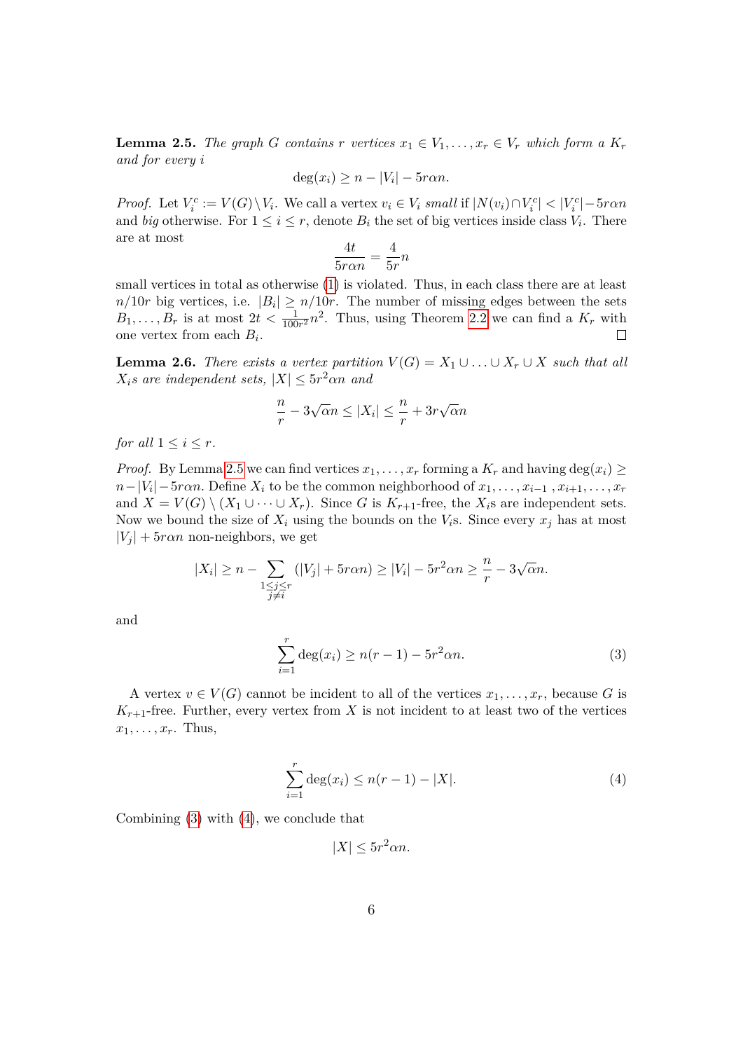**Lemma 2.5.** *The graph $G$ contains $r$ vertices $x_1 \in V_1, \ldots, x_r \in V_r$ which form a $K_r$ and for every $i$*

$$\deg(x_i) \geq n - |V_i| - 5r\alpha n.$$

*Proof.* Let $V_i^c := V(G) \setminus V_i$. We call a vertex $v_i \in V_i$ *small* if $|N(v_i) \cap V_i^c| < |V_i^c| - 5r\alpha n$ and *big* otherwise. For $1 \leq i \leq r$, denote $B_i$ the set of big vertices inside class $V_i$. There are at most

$$\frac{4t}{5r\alpha n} = \frac{4}{5r}n$$

small vertices in total as otherwise (1) is violated. Thus, in each class there are at least $n/10r$ big vertices, i.e. $|B_i| \geq n/10r$. The number of missing edges between the sets $B_1, \ldots, B_r$ is at most $2t < \frac{1}{100r^2}n^2$. Thus, using Theorem 2.2 we can find a $K_r$ with one vertex from each $B_i$. □

**Lemma 2.6.** *There exists a vertex partition $V(G) = X_1 \cup \ldots \cup X_r \cup X$ such that all $X_i$s are independent sets, $|X| \leq 5r^2\alpha n$ and*

$$\frac{n}{r} - 3\sqrt{\alpha}n \leq |X_i| \leq \frac{n}{r} + 3r\sqrt{\alpha}n$$

*for all $1 \leq i \leq r$.*

*Proof.* By Lemma 2.5 we can find vertices $x_1, \ldots, x_r$ forming a $K_r$ and having $\deg(x_i) \geq n - |V_i| - 5r\alpha n$. Define $X_i$ to be the common neighborhood of $x_1, \ldots, x_{i-1}, x_{i+1}, \ldots, x_r$ and $X = V(G) \setminus (X_1 \cup \cdots \cup X_r)$. Since $G$ is $K_{r+1}$-free, the $X_i$s are independent sets. Now we bound the size of $X_i$ using the bounds on the $V_i$s. Since every $x_j$ has at most $|V_j| + 5r\alpha n$ non-neighbors, we get

$$|X_i| \geq n - \sum_{\substack{1 \leq j \leq r \\ j \neq i}} (|V_j| + 5r\alpha n) \geq |V_i| - 5r^2\alpha n \geq \frac{n}{r} - 3\sqrt{\alpha}n.$$

and

$$\sum_{i=1}^{r} \deg(x_i) \geq n(r-1) - 5r^2\alpha n. \tag{3}$$

A vertex $v \in V(G)$ cannot be incident to all of the vertices $x_1, \ldots, x_r$, because $G$ is $K_{r+1}$-free. Further, every vertex from $X$ is not incident to at least two of the vertices $x_1, \ldots, x_r$. Thus,

$$\sum_{i=1}^{r} \deg(x_i) \leq n(r-1) - |X|. \tag{4}$$

Combining (3) with (4), we conclude that

$$|X| \leq 5r^2\alpha n.$$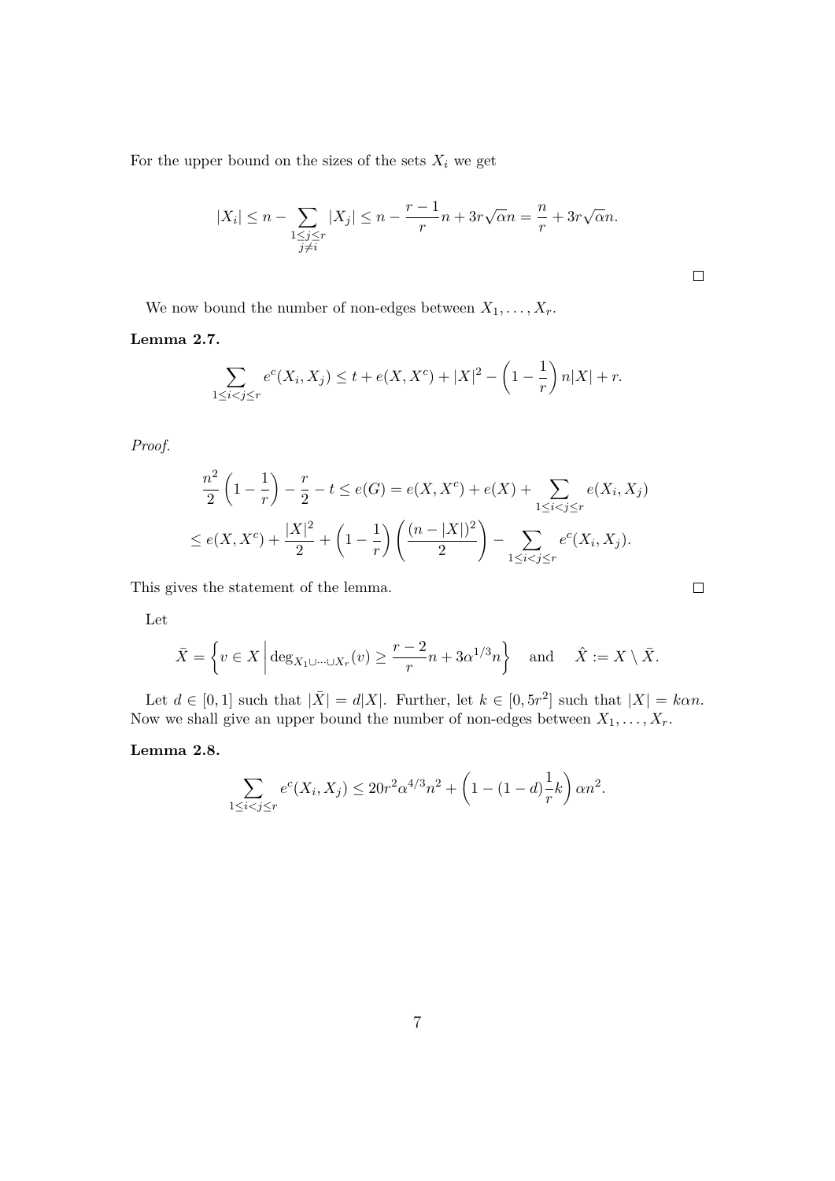For the upper bound on the sizes of the sets $X_i$ we get

$$|X_i| \leq n - \sum_{\substack{1 \leq j \leq r \\ j \neq i}} |X_j| \leq n - \frac{r-1}{r} n + 3r\sqrt{\alpha} n = \frac{n}{r} + 3r\sqrt{\alpha} n.$$

□

We now bound the number of non-edges between $X_1, \ldots, X_r$.

**Lemma 2.7.**

$$\sum_{1 \leq i < j \leq r} e^c(X_i, X_j) \leq t + e(X, X^c) + |X|^2 - \left(1 - \frac{1}{r}\right) n|X| + r.$$

*Proof.*

$$\frac{n^2}{2}\left(1 - \frac{1}{r}\right) - \frac{r}{2} - t \leq e(G) = e(X, X^c) + e(X) + \sum_{1 \leq i < j \leq r} e(X_i, X_j)$$

$$\leq e(X, X^c) + \frac{|X|^2}{2} + \left(1 - \frac{1}{r}\right)\left(\frac{(n - |X|)^2}{2}\right) - \sum_{1 \leq i < j \leq r} e^c(X_i, X_j).$$

This gives the statement of the lemma. □

Let

$$\bar{X} = \left\{ v \in X \,\middle|\, \deg_{X_1 \cup \cdots \cup X_r}(v) \geq \frac{r-2}{r} n + 3\alpha^{1/3} n \right\} \quad \text{and} \quad \hat{X} := X \setminus \bar{X}.$$

Let $d \in [0, 1]$ such that $|\bar{X}| = d|X|$. Further, let $k \in [0, 5r^2]$ such that $|X| = k\alpha n$. Now we shall give an upper bound the number of non-edges between $X_1, \ldots, X_r$.

**Lemma 2.8.**

$$\sum_{1 \leq i < j \leq r} e^c(X_i, X_j) \leq 20r^2\alpha^{4/3} n^2 + \left(1 - (1 - d)\frac{1}{r}k\right) \alpha n^2.$$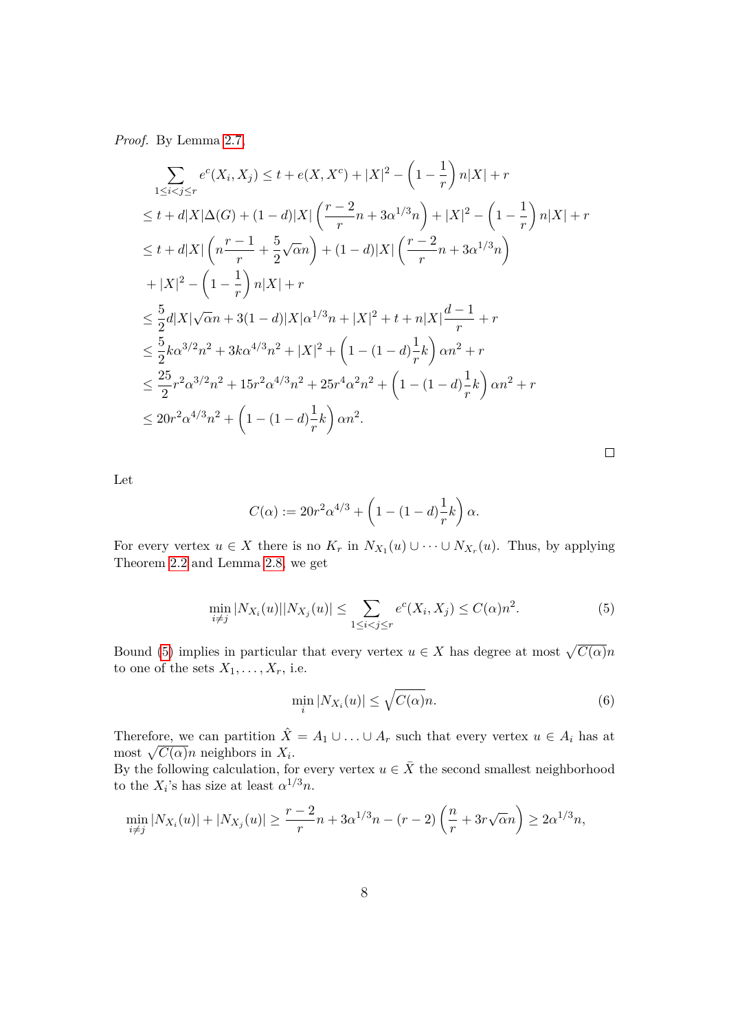*Proof.* By Lemma 2.7,

$$
\begin{aligned}
&\sum_{1\le i<j\le r} e^c(X_i,X_j) \le t + e(X,X^c) + |X|^2 - \left(1-\frac{1}{r}\right)n|X| + r\\
&\le t + d|X|\Delta(G) + (1-d)|X|\left(\frac{r-2}{r}n + 3\alpha^{1/3}n\right) + |X|^2 - \left(1-\frac{1}{r}\right)n|X| + r\\
&\le t + d|X|\left(n\frac{r-1}{r} + \frac{5}{2}\sqrt{\alpha}n\right) + (1-d)|X|\left(\frac{r-2}{r}n + 3\alpha^{1/3}n\right)\\
&\quad + |X|^2 - \left(1-\frac{1}{r}\right)n|X| + r\\
&\le \frac{5}{2}d|X|\sqrt{\alpha}n + 3(1-d)|X|\alpha^{1/3}n + |X|^2 + t + n|X|\frac{d-1}{r} + r\\
&\le \frac{5}{2}k\alpha^{3/2}n^2 + 3k\alpha^{4/3}n^2 + |X|^2 + \left(1-(1-d)\frac{1}{r}k\right)\alpha n^2 + r\\
&\le \frac{25}{2}r^2\alpha^{3/2}n^2 + 15r^2\alpha^{4/3}n^2 + 25r^4\alpha^2n^2 + \left(1-(1-d)\frac{1}{r}k\right)\alpha n^2 + r\\
&\le 20r^2\alpha^{4/3}n^2 + \left(1-(1-d)\frac{1}{r}k\right)\alpha n^2.
\end{aligned}
$$

□

Let

$$
C(\alpha) := 20r^2\alpha^{4/3} + \left(1-(1-d)\frac{1}{r}k\right)\alpha.
$$

For every vertex $u \in X$ there is no $K_r$ in $N_{X_1}(u) \cup \cdots \cup N_{X_r}(u)$. Thus, by applying Theorem 2.2 and Lemma 2.8, we get

$$
\min_{i\neq j} |N_{X_i}(u)||N_{X_j}(u)| \le \sum_{1\le i<j\le r} e^c(X_i,X_j) \le C(\alpha)n^2. \tag{5}
$$

Bound (5) implies in particular that every vertex $u \in X$ has degree at most $\sqrt{C(\alpha)}n$ to one of the sets $X_1,\ldots,X_r$, i.e.

$$
\min_i |N_{X_i}(u)| \le \sqrt{C(\alpha)}n. \tag{6}
$$

Therefore, we can partition $\hat{X} = A_1 \cup \ldots \cup A_r$ such that every vertex $u \in A_i$ has at most $\sqrt{C(\alpha)}n$ neighbors in $X_i$.
By the following calculation, for every vertex $u \in \bar{X}$ the second smallest neighborhood to the $X_i$'s has size at least $\alpha^{1/3}n$.

$$
\min_{i\neq j} |N_{X_i}(u)| + |N_{X_j}(u)| \ge \frac{r-2}{r}n + 3\alpha^{1/3}n - (r-2)\left(\frac{n}{r} + 3r\sqrt{\alpha}n\right) \ge 2\alpha^{1/3}n,
$$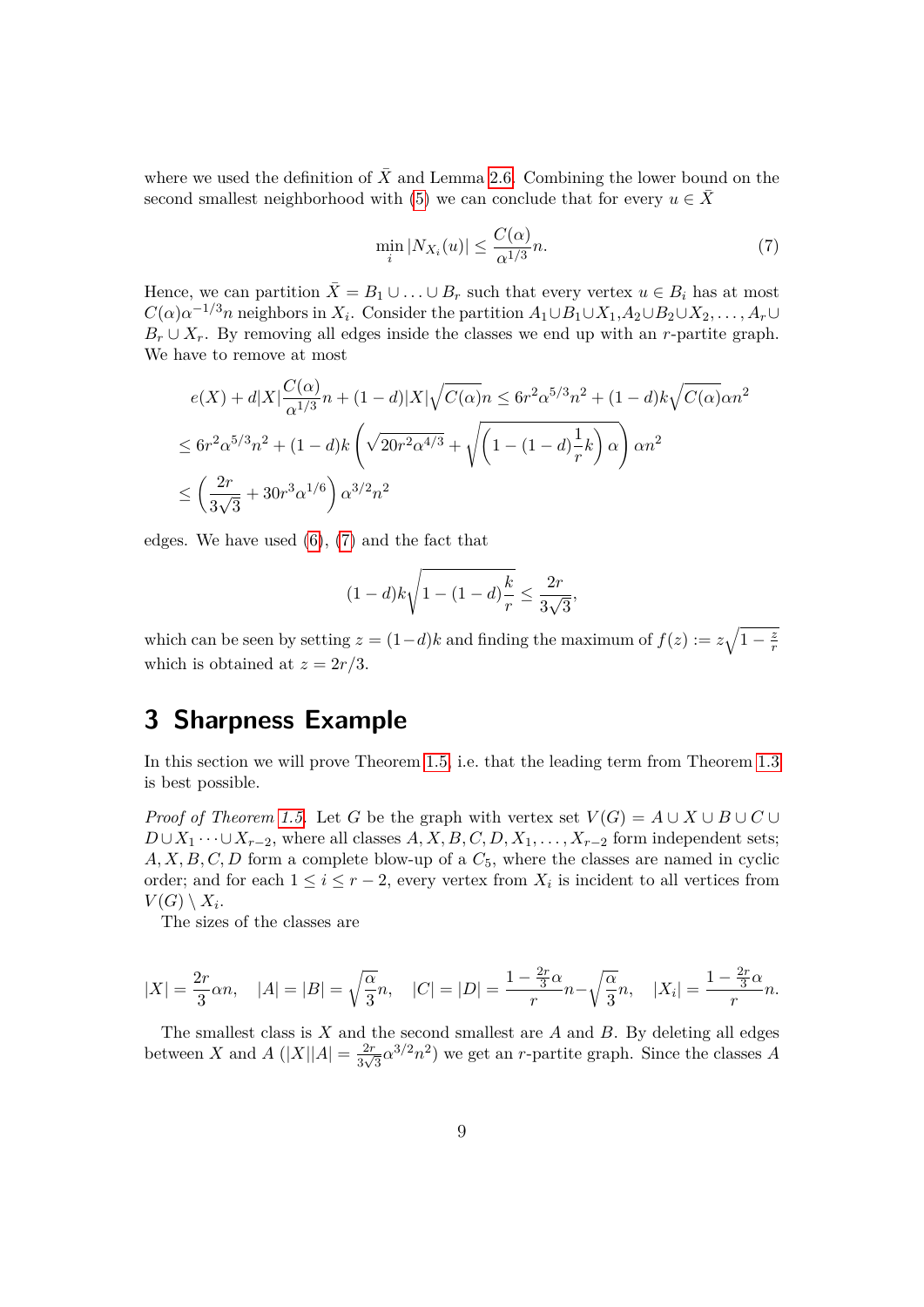where we used the definition of $\bar{X}$ and Lemma 2.6. Combining the lower bound on the second smallest neighborhood with (5) we can conclude that for every $u \in \bar{X}$

$$\min_i |N_{X_i}(u)| \leq \frac{C(\alpha)}{\alpha^{1/3}} n. \tag{7}$$

Hence, we can partition $\bar{X} = B_1 \cup \ldots \cup B_r$ such that every vertex $u \in B_i$ has at most $C(\alpha)\alpha^{-1/3}n$ neighbors in $X_i$. Consider the partition $A_1 \cup B_1 \cup X_1, A_2 \cup B_2 \cup X_2, \ldots, A_r \cup B_r \cup X_r$. By removing all edges inside the classes we end up with an $r$-partite graph. We have to remove at most

$$\begin{aligned}
&e(X) + d|X|\frac{C(\alpha)}{\alpha^{1/3}}n + (1-d)|X|\sqrt{C(\alpha)}n \leq 6r^2\alpha^{5/3}n^2 + (1-d)k\sqrt{C(\alpha)}\alpha n^2 \\
&\leq 6r^2\alpha^{5/3}n^2 + (1-d)k\left(\sqrt{20r^2\alpha^{4/3}} + \sqrt{\left(1-(1-d)\frac{1}{r}k\right)\alpha}\right)\alpha n^2 \\
&\leq \left(\frac{2r}{3\sqrt{3}} + 30r^3\alpha^{1/6}\right)\alpha^{3/2}n^2
\end{aligned}$$

edges. We have used (6), (7) and the fact that

$$(1-d)k\sqrt{1-(1-d)\frac{k}{r}} \leq \frac{2r}{3\sqrt{3}},$$

which can be seen by setting $z = (1-d)k$ and finding the maximum of $f(z) := z\sqrt{1-\frac{z}{r}}$ which is obtained at $z = 2r/3$.

# 3 Sharpness Example

In this section we will prove Theorem 1.5, i.e. that the leading term from Theorem 1.3 is best possible.

*Proof of Theorem 1.5.* Let $G$ be the graph with vertex set $V(G) = A \cup X \cup B \cup C \cup D \cup X_1 \cdots \cup X_{r-2}$, where all classes $A, X, B, C, D, X_1, \ldots, X_{r-2}$ form independent sets; $A, X, B, C, D$ form a complete blow-up of a $C_5$, where the classes are named in cyclic order; and for each $1 \leq i \leq r-2$, every vertex from $X_i$ is incident to all vertices from $V(G) \setminus X_i$.

The sizes of the classes are

$$|X| = \frac{2r}{3}\alpha n, \quad |A| = |B| = \sqrt{\frac{\alpha}{3}}n, \quad |C| = |D| = \frac{1-\frac{2r}{3}\alpha}{r}n - \sqrt{\frac{\alpha}{3}}n, \quad |X_i| = \frac{1-\frac{2r}{3}\alpha}{r}n.$$

The smallest class is $X$ and the second smallest are $A$ and $B$. By deleting all edges between $X$ and $A$ ($|X||A| = \frac{2r}{3\sqrt{3}}\alpha^{3/2}n^2$) we get an $r$-partite graph. Since the classes $A$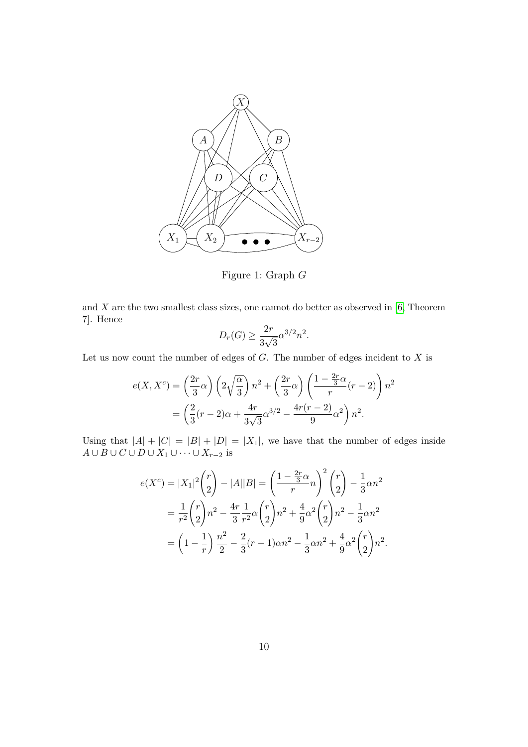Figure 1: Graph $G$

and $X$ are the two smallest class sizes, one cannot do better as observed in [6, Theorem 7]. Hence

$$D_r(G) \geq \frac{2r}{3\sqrt{3}}\alpha^{3/2}n^2.$$

Let us now count the number of edges of $G$. The number of edges incident to $X$ is

$$\begin{aligned}
e(X, X^c) &= \left(\frac{2r}{3}\alpha\right)\left(2\sqrt{\frac{\alpha}{3}}\right)n^2 + \left(\frac{2r}{3}\alpha\right)\left(\frac{1-\frac{2r}{3}\alpha}{r}(r-2)\right)n^2 \\
&= \left(\frac{2}{3}(r-2)\alpha + \frac{4r}{3\sqrt{3}}\alpha^{3/2} - \frac{4r(r-2)}{9}\alpha^2\right)n^2.
\end{aligned}$$

Using that $|A| + |C| = |B| + |D| = |X_1|$, we have that the number of edges inside $A \cup B \cup C \cup D \cup X_1 \cup \cdots \cup X_{r-2}$ is

$$\begin{aligned}
e(X^c) = |X_1|^2\binom{r}{2} - |A||B| &= \left(\frac{1-\frac{2r}{3}\alpha}{r}n\right)^2\binom{r}{2} - \frac{1}{3}\alpha n^2 \\
&= \frac{1}{r^2}\binom{r}{2}n^2 - \frac{4r}{3}\frac{1}{r^2}\alpha\binom{r}{2}n^2 + \frac{4}{9}\alpha^2\binom{r}{2}n^2 - \frac{1}{3}\alpha n^2 \\
&= \left(1 - \frac{1}{r}\right)\frac{n^2}{2} - \frac{2}{3}(r-1)\alpha n^2 - \frac{1}{3}\alpha n^2 + \frac{4}{9}\alpha^2\binom{r}{2}n^2.
\end{aligned}$$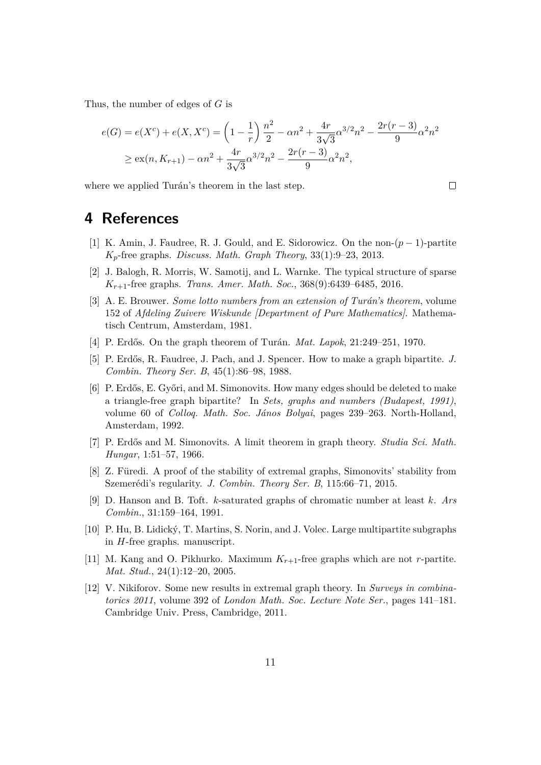Thus, the number of edges of $G$ is

$$
\begin{aligned}
e(G) = e(X^c) + e(X, X^c) &= \left(1 - \frac{1}{r}\right)\frac{n^2}{2} - \alpha n^2 + \frac{4r}{3\sqrt{3}}\alpha^{3/2} n^2 - \frac{2r(r-3)}{9}\alpha^2 n^2 \\
&\geq \mathrm{ex}(n, K_{r+1}) - \alpha n^2 + \frac{4r}{3\sqrt{3}}\alpha^{3/2} n^2 - \frac{2r(r-3)}{9}\alpha^2 n^2,
\end{aligned}
$$

where we applied Turán's theorem in the last step. □

# 4 References

[1] K. Amin, J. Faudree, R. J. Gould, and E. Sidorowicz. On the non-$(p-1)$-partite $K_p$-free graphs. *Discuss. Math. Graph Theory*, 33(1):9–23, 2013.

[2] J. Balogh, R. Morris, W. Samotij, and L. Warnke. The typical structure of sparse $K_{r+1}$-free graphs. *Trans. Amer. Math. Soc.*, 368(9):6439–6485, 2016.

[3] A. E. Brouwer. *Some lotto numbers from an extension of Turán's theorem*, volume 152 of *Afdeling Zuivere Wiskunde [Department of Pure Mathematics]*. Mathematisch Centrum, Amsterdam, 1981.

[4] P. Erdős. On the graph theorem of Turán. *Mat. Lapok*, 21:249–251, 1970.

[5] P. Erdős, R. Faudree, J. Pach, and J. Spencer. How to make a graph bipartite. *J. Combin. Theory Ser. B*, 45(1):86–98, 1988.

[6] P. Erdős, E. Győri, and M. Simonovits. How many edges should be deleted to make a triangle-free graph bipartite? In *Sets, graphs and numbers (Budapest, 1991)*, volume 60 of *Colloq. Math. Soc. János Bolyai*, pages 239–263. North-Holland, Amsterdam, 1992.

[7] P. Erdős and M. Simonovits. A limit theorem in graph theory. *Studia Sci. Math. Hungar*, 1:51–57, 1966.

[8] Z. Füredi. A proof of the stability of extremal graphs, Simonovits' stability from Szemerédi's regularity. *J. Combin. Theory Ser. B*, 115:66–71, 2015.

[9] D. Hanson and B. Toft. $k$-saturated graphs of chromatic number at least $k$. *Ars Combin.*, 31:159–164, 1991.

[10] P. Hu, B. Lidický, T. Martins, S. Norin, and J. Volec. Large multipartite subgraphs in $H$-free graphs. manuscript.

[11] M. Kang and O. Pikhurko. Maximum $K_{r+1}$-free graphs which are not $r$-partite. *Mat. Stud.*, 24(1):12–20, 2005.

[12] V. Nikiforov. Some new results in extremal graph theory. In *Surveys in combinatorics 2011*, volume 392 of *London Math. Soc. Lecture Note Ser.*, pages 141–181. Cambridge Univ. Press, Cambridge, 2011.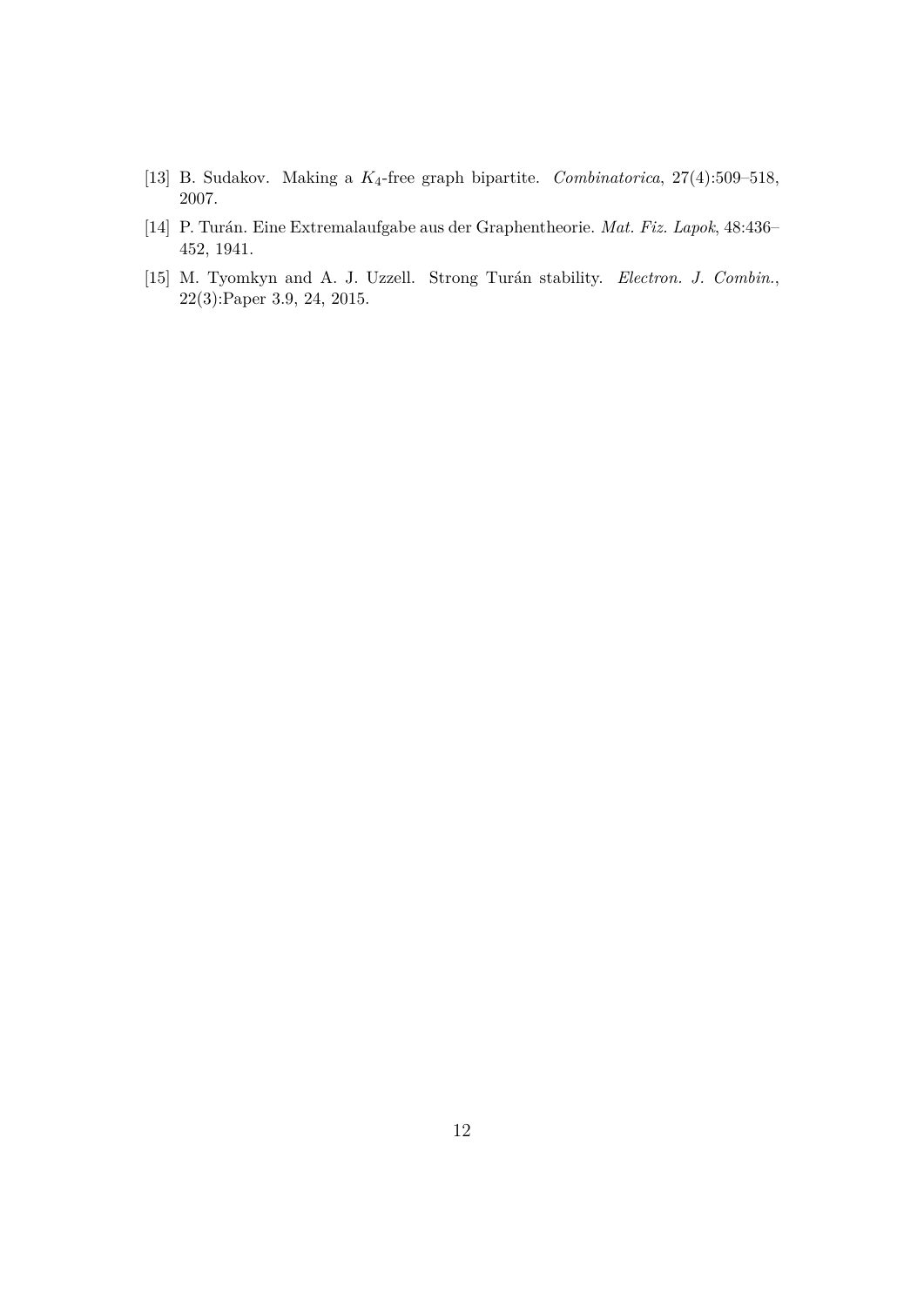[13] B. Sudakov. Making a $K_4$-free graph bipartite. *Combinatorica*, 27(4):509–518, 2007.

[14] P. Turán. Eine Extremalaufgabe aus der Graphentheorie. *Mat. Fiz. Lapok*, 48:436–452, 1941.

[15] M. Tyomkyn and A. J. Uzzell. Strong Turán stability. *Electron. J. Combin.*, 22(3):Paper 3.9, 24, 2015.